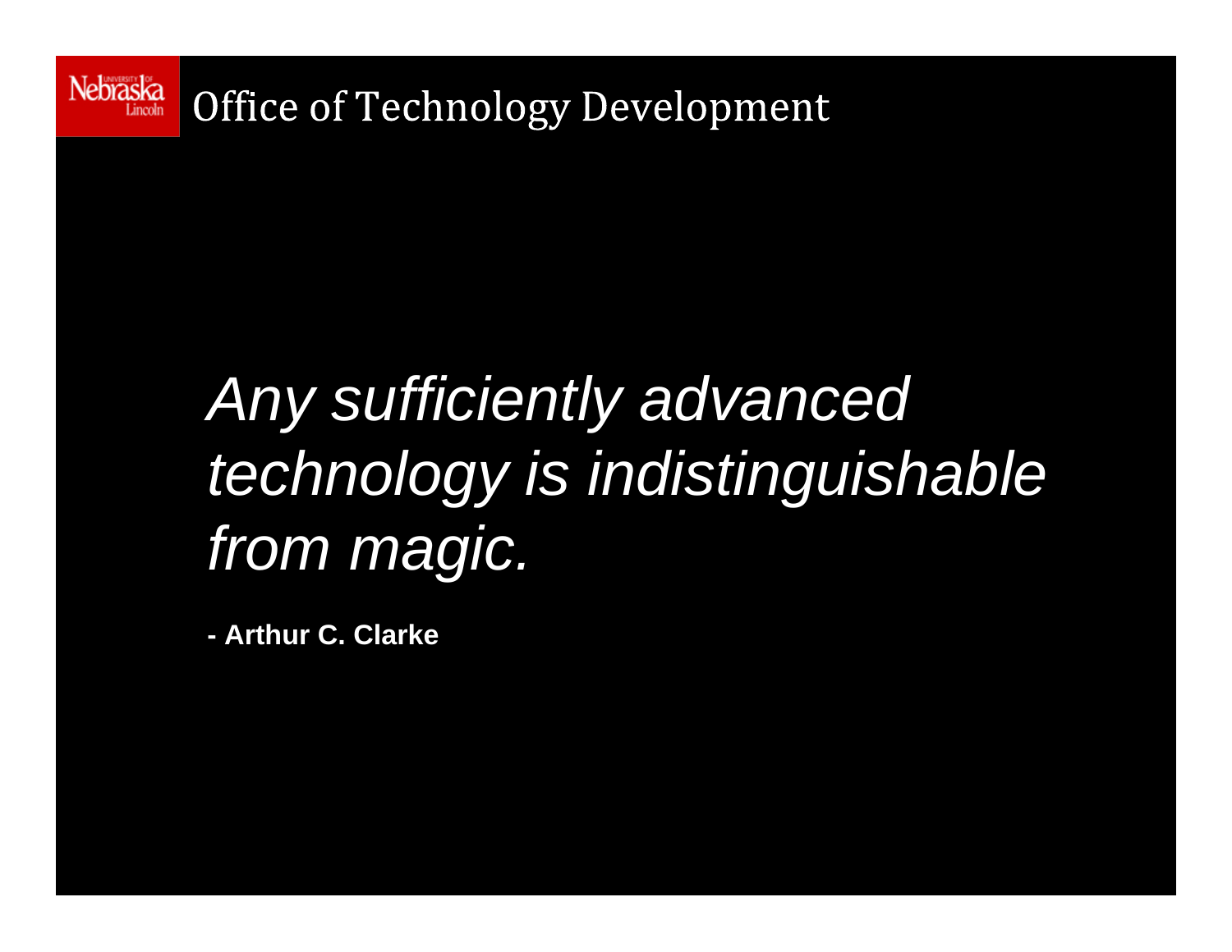Office of Technology Development

*Any sufficiently advanced technology is indistinguishable from magic.*

**- Arthur C. Clarke**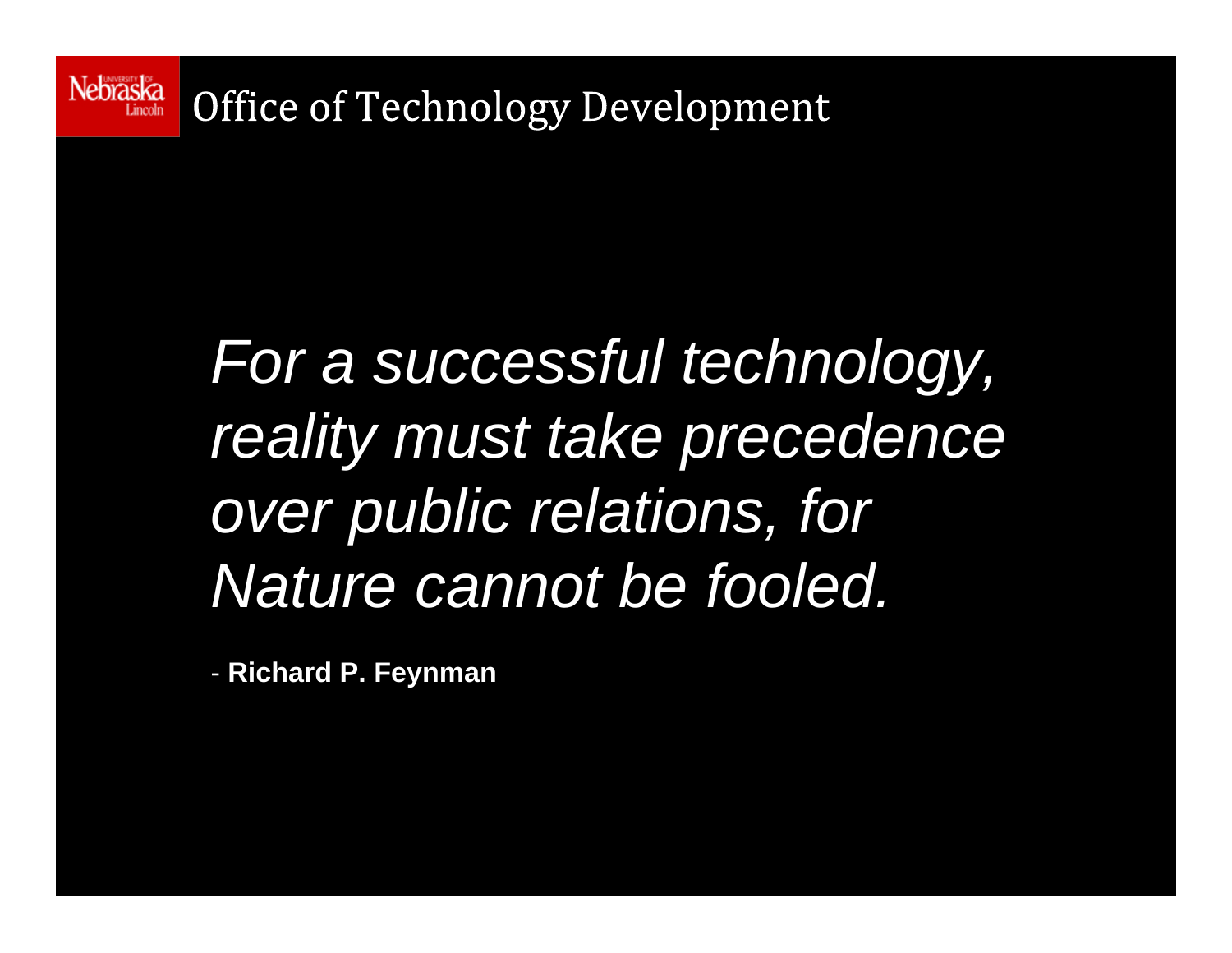Office of Technology Development

*For a successful technology, reality must take precedence over public relations, for Nature cannot be fooled.*

- **Richard P. Feynman**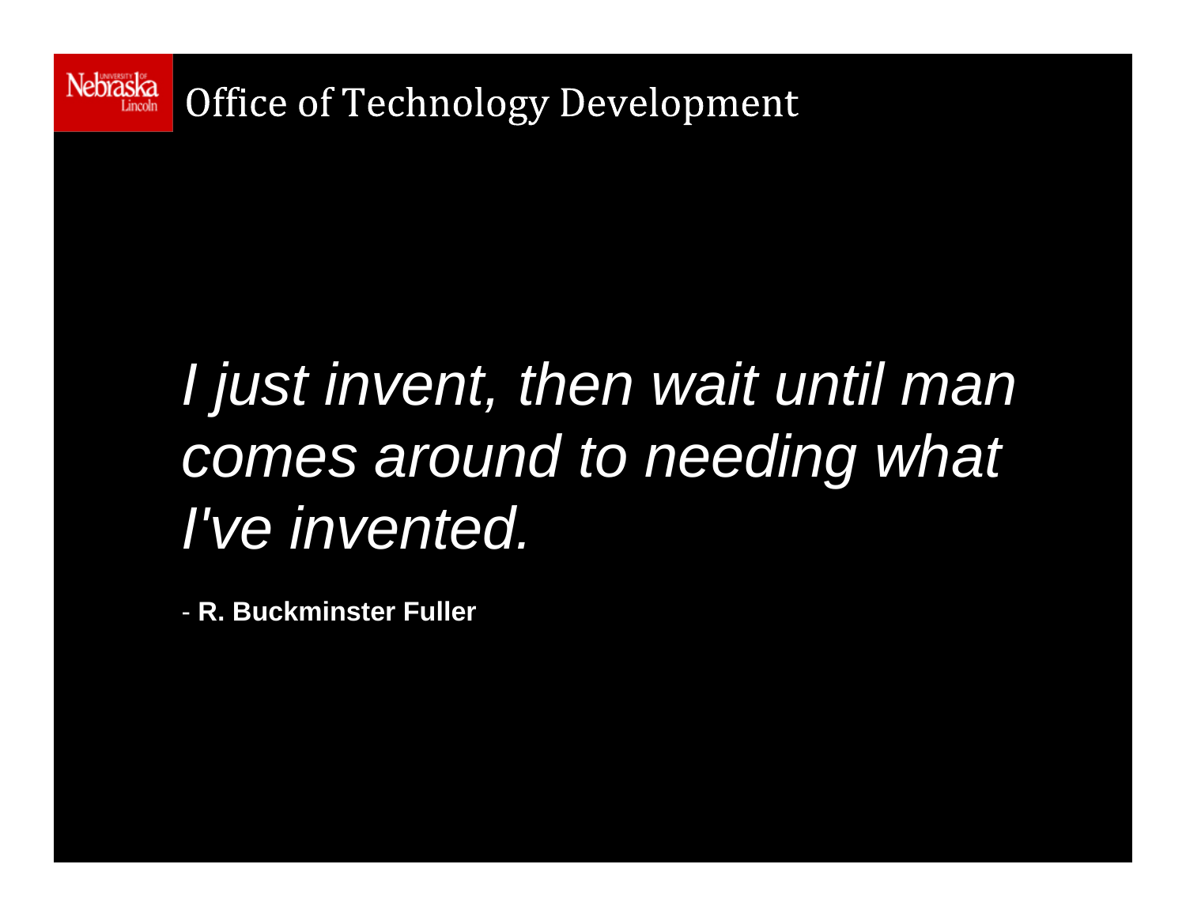*I just invent, then wait until man comes around to needing what I've invented.*

\- **R. Buckminster Fuller**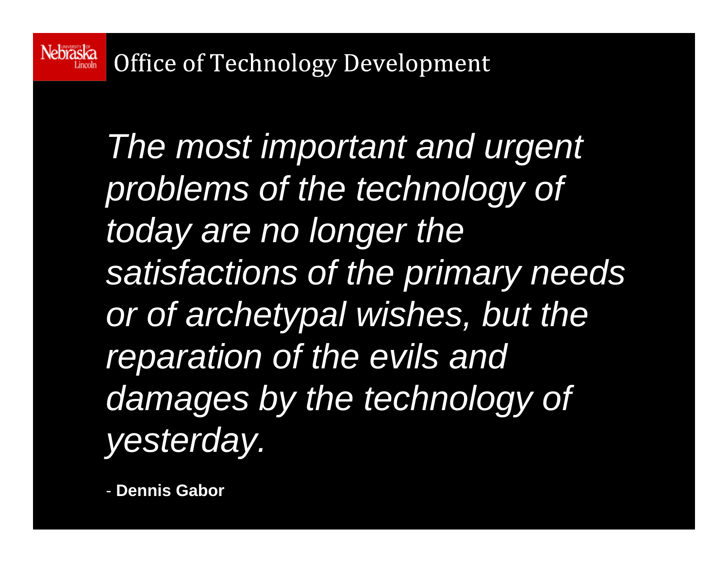*The most important and urgent problems of the technology of today are no longer the satisfactions of the primary needs or of archetypal wishes, but the reparation of the evils and damages by the technology of yesterday.*

- **Dennis Gabor**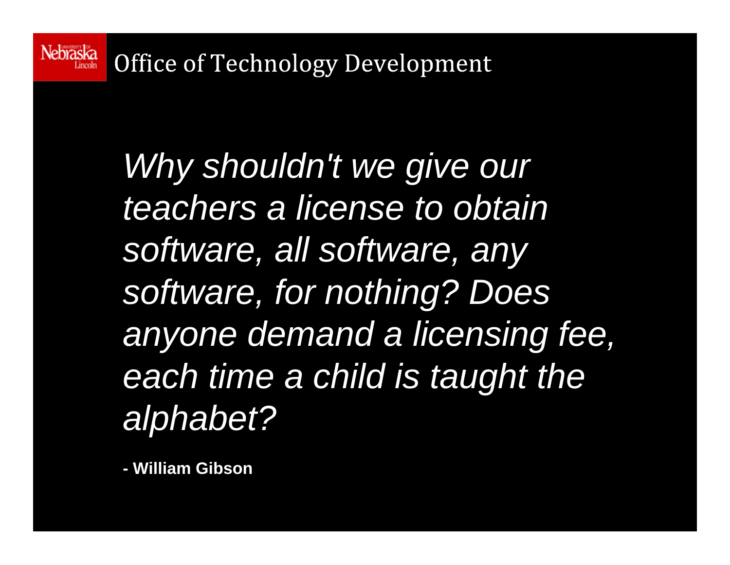*Why shouldn't we give our teachers a license to obtain software, all software, any software, for nothing? Does anyone demand a licensing fee, each time a child is taught the alphabet?*

**- William Gibson**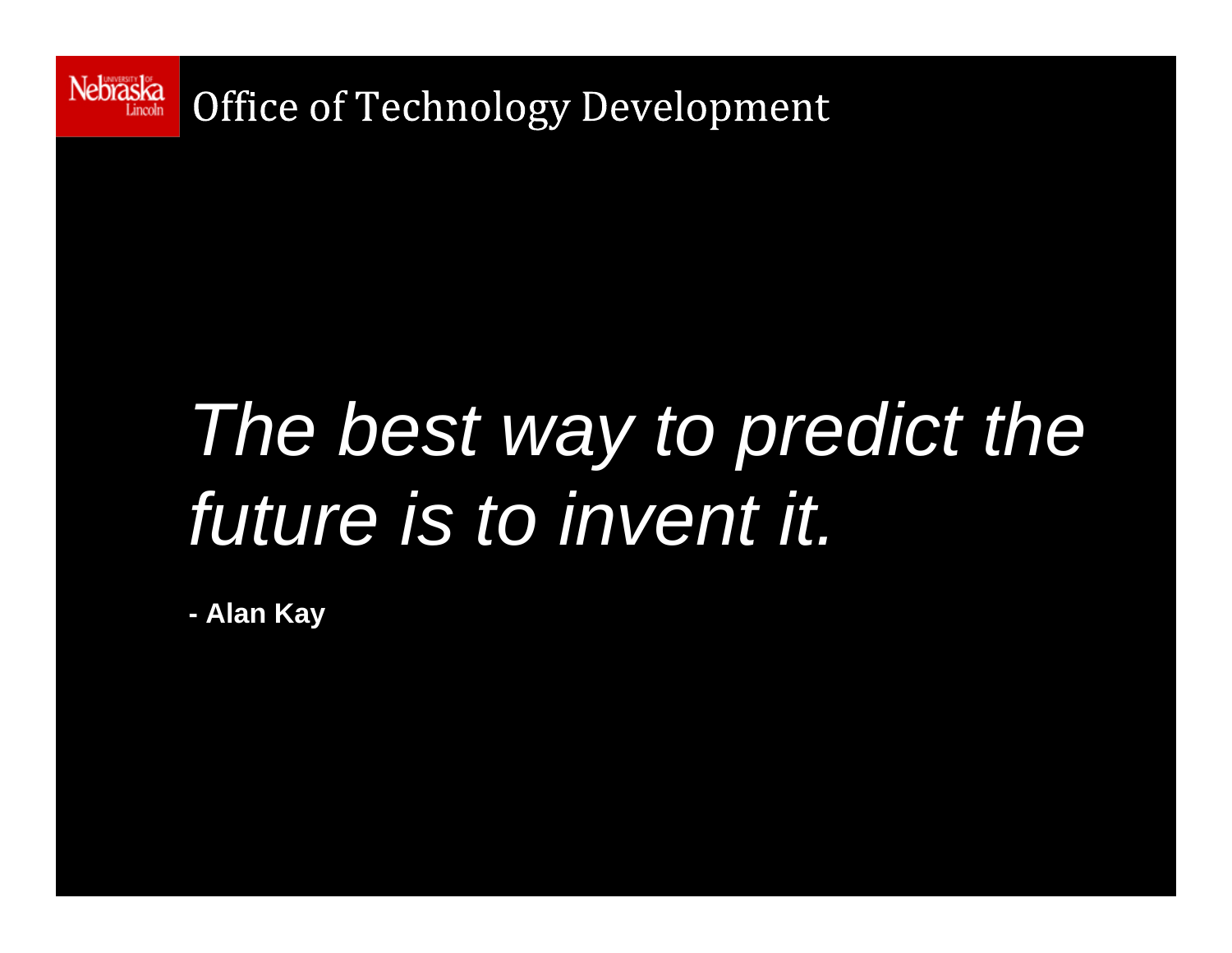*The best way to predict the future is to invent it.*

**- Alan Kay**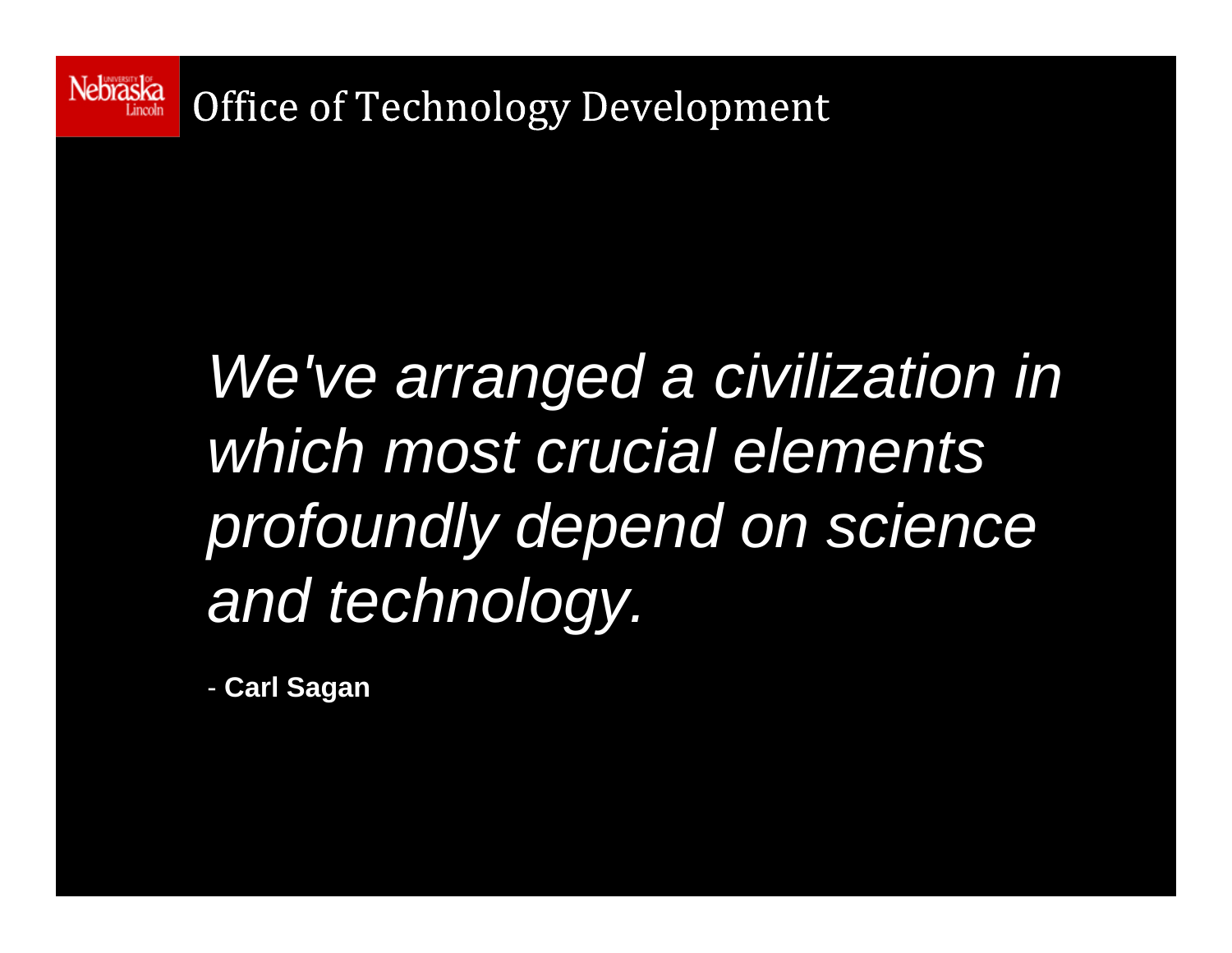*We've arranged a civilization in which most crucial elements profoundly depend on science and technology.*

- **Carl Sagan**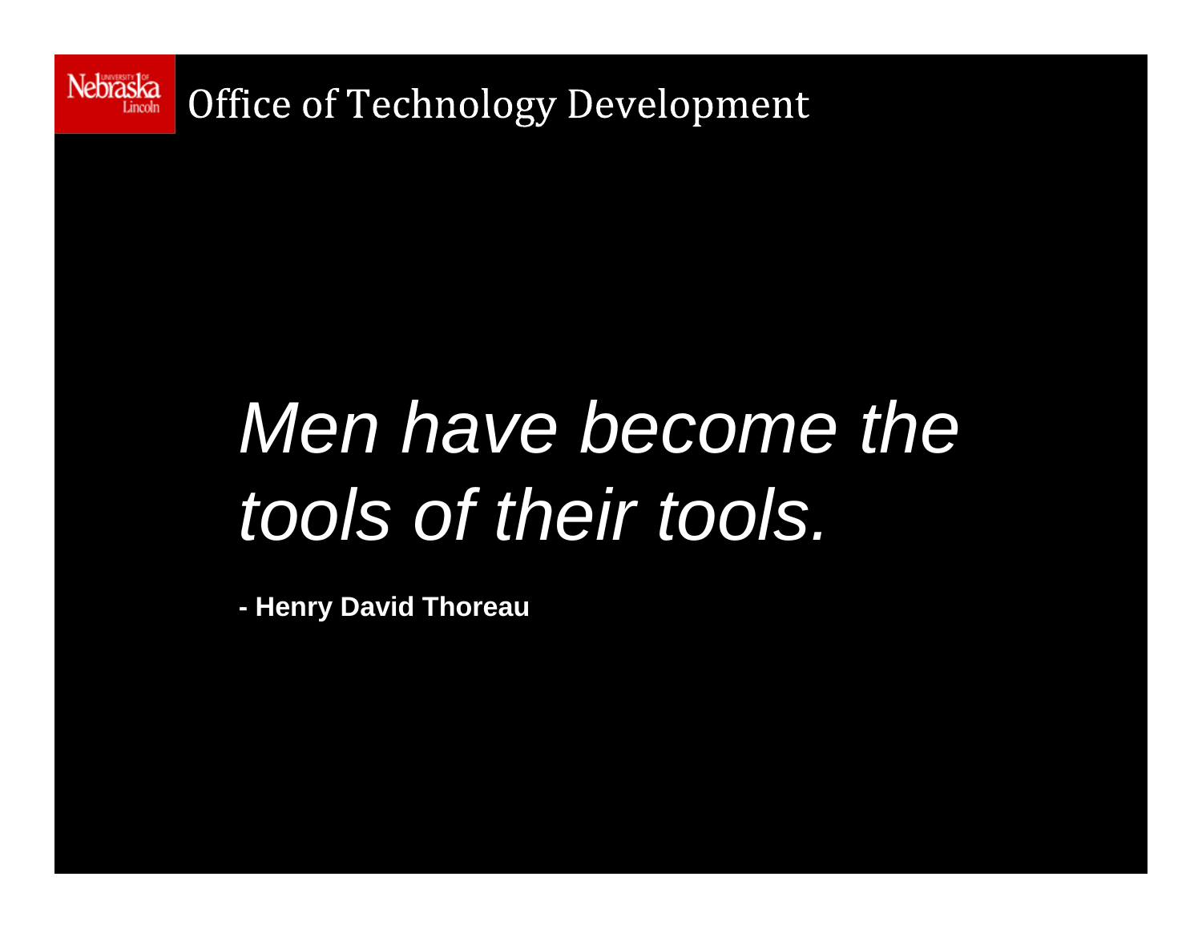*Men have become the tools of their tools.*

**- Henry David Thoreau**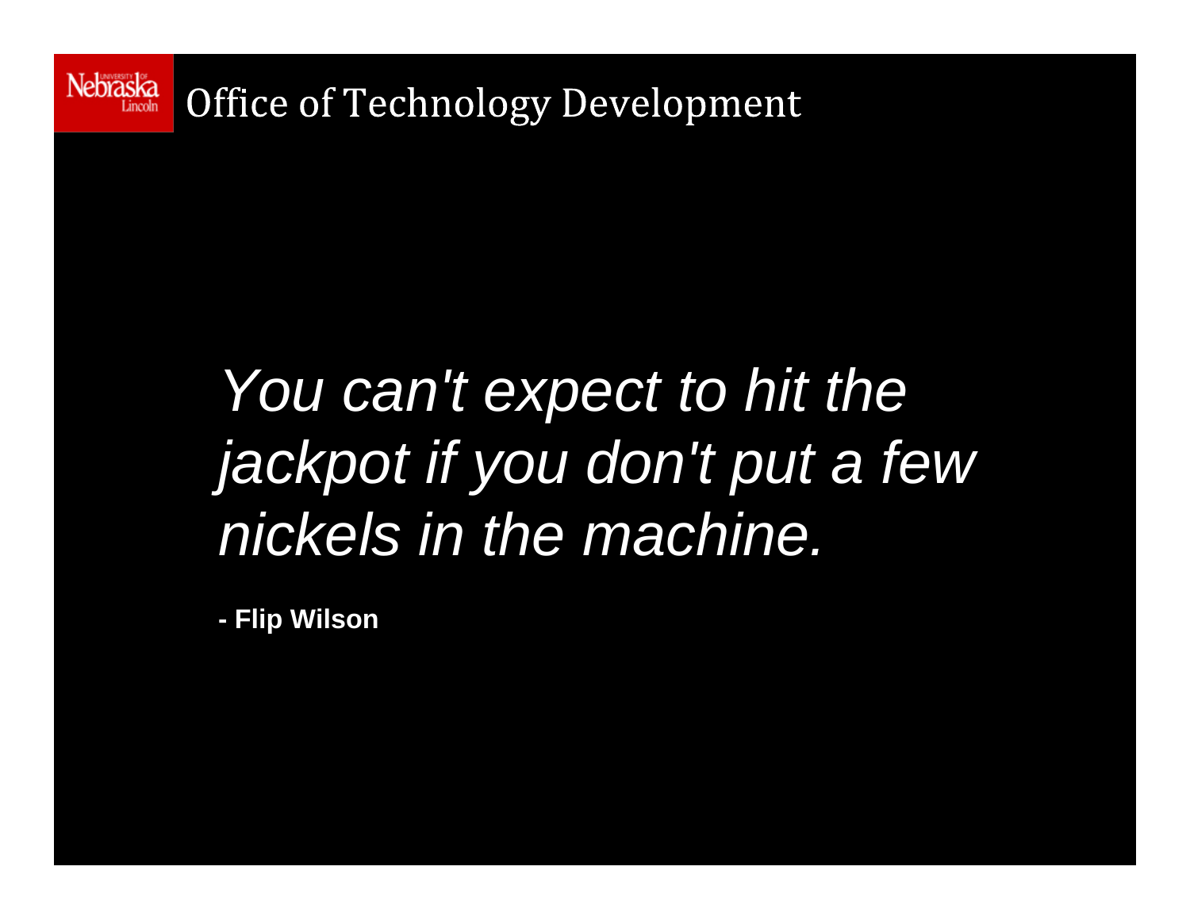Office of Technology Development

*You can't expect to hit the jackpot if you don't put a few nickels in the machine.*

**- Flip Wilson**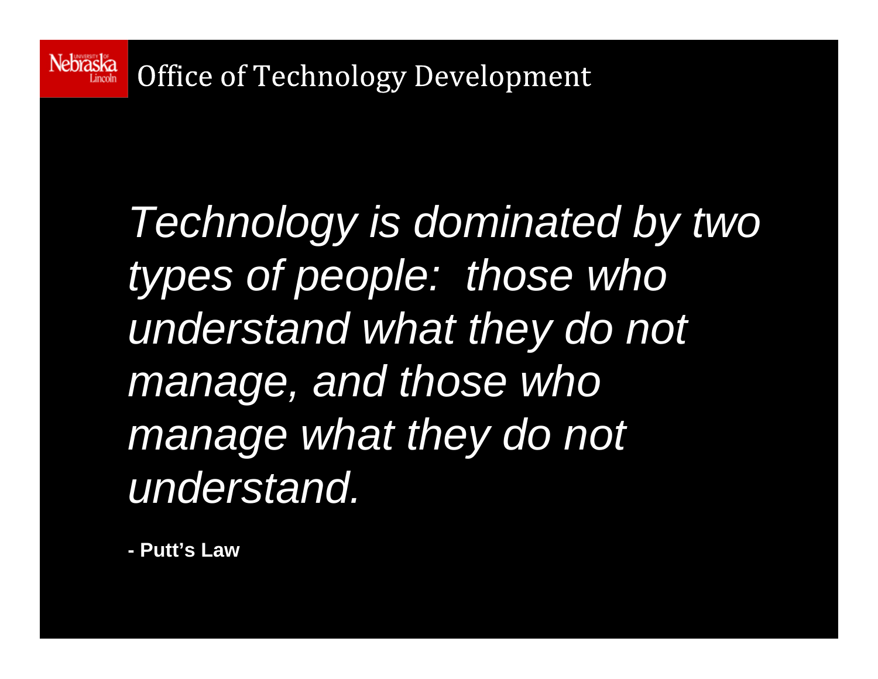*Technology is dominated by two types of people: those who understand what they do not manage, and those who manage what they do not understand.*

**- Putt's Law**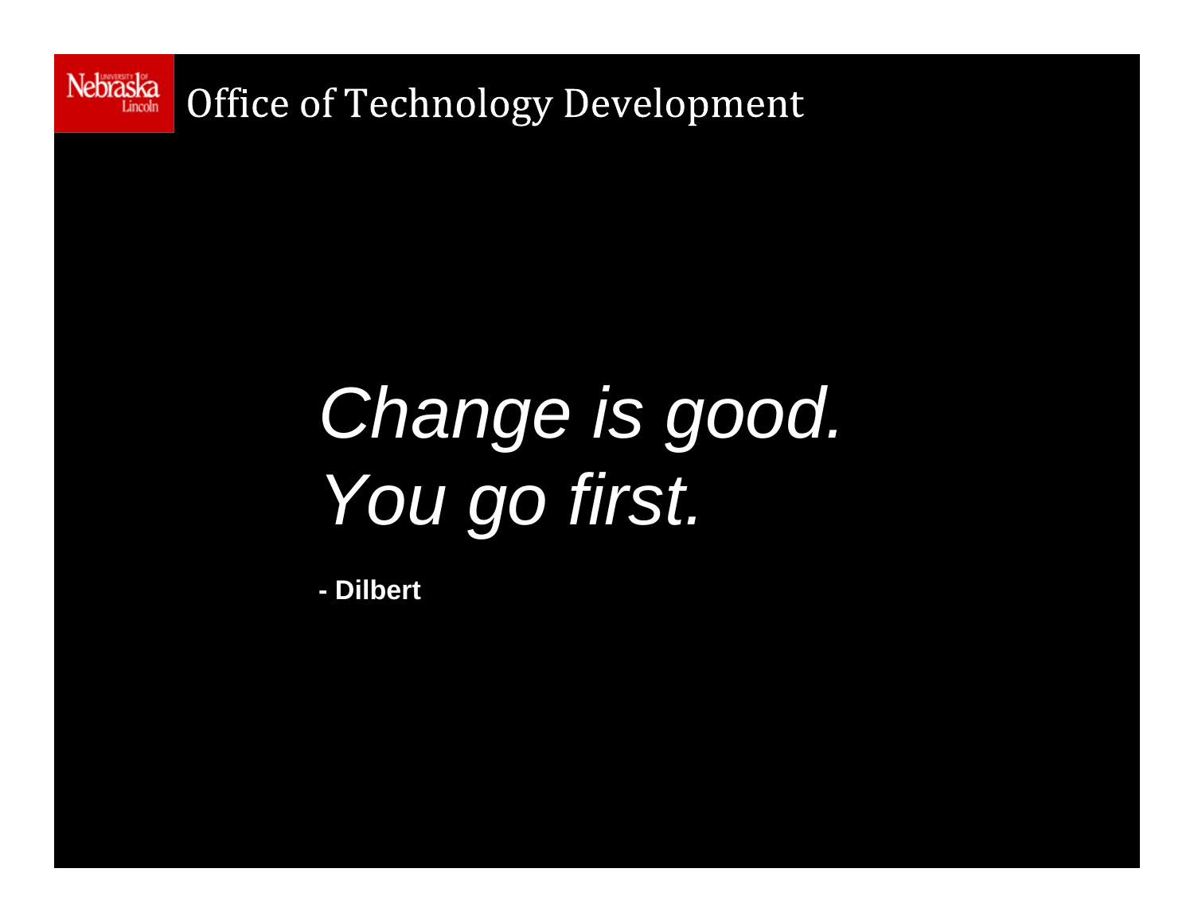*Change is good.*
*You go first.*

**- Dilbert**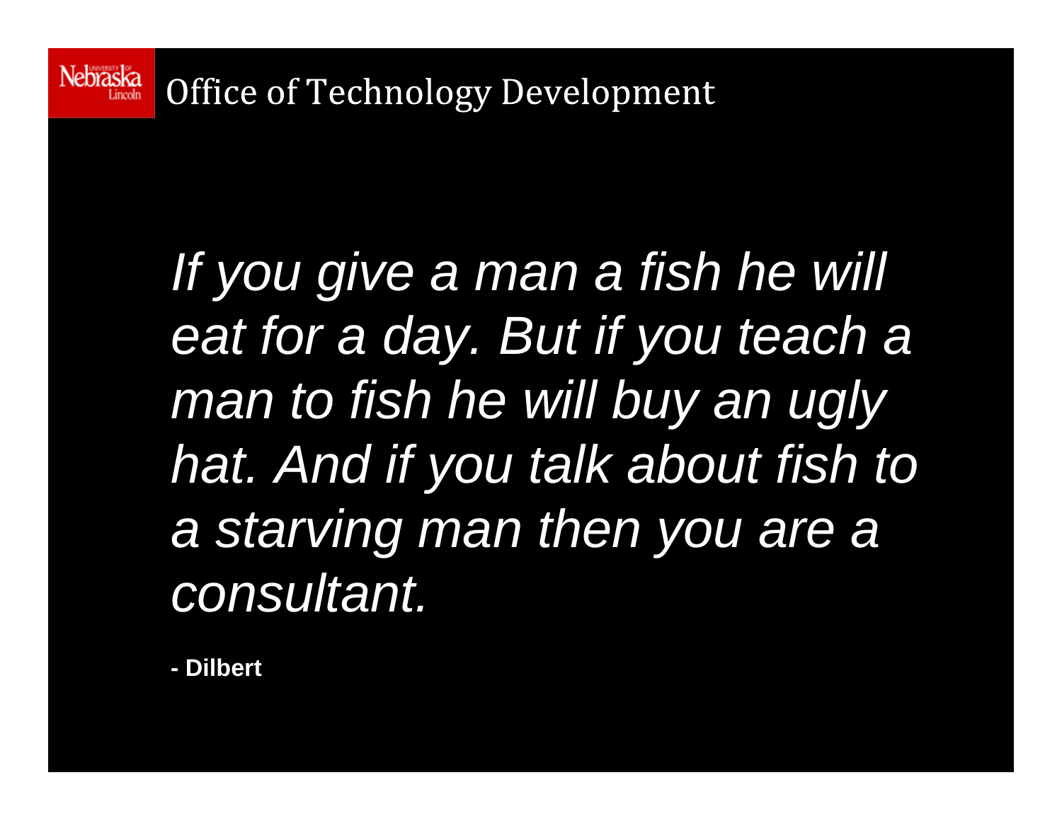Office of Technology Development

*If you give a man a fish he will eat for a day. But if you teach a man to fish he will buy an ugly hat. And if you talk about fish to a starving man then you are a consultant.*

**- Dilbert**